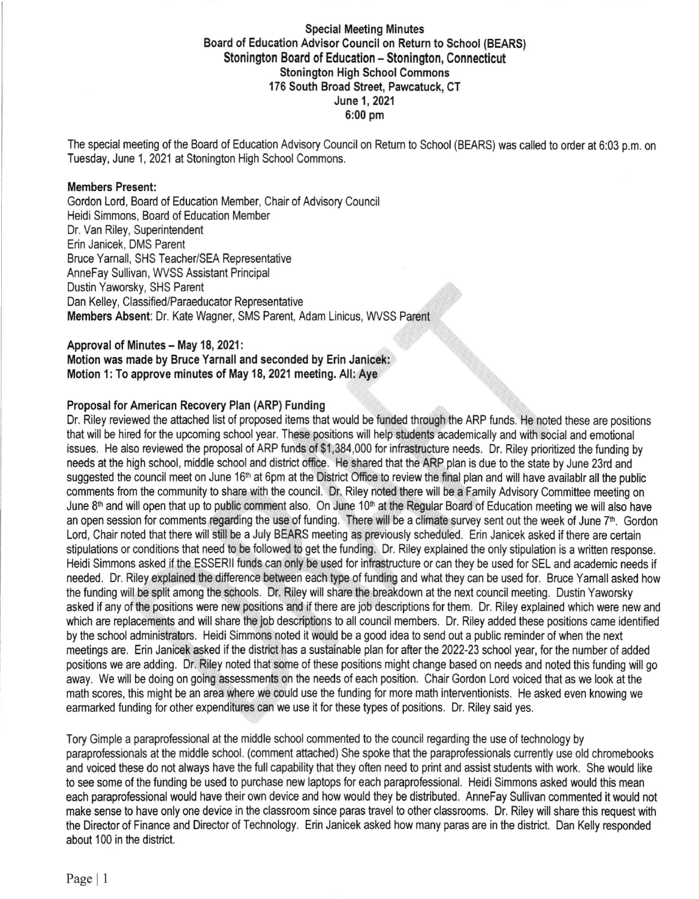**Special Meeting Minutes**
**Board of Education Advisor Council on Return to School (BEARS)**
**Stonington Board of Education – Stonington, Connecticut**
**Stonington High School Commons**
**176 South Broad Street, Pawcatuck, CT**
**June 1, 2021**
**6:00 pm**

The special meeting of the Board of Education Advisory Council on Return to School (BEARS) was called to order at 6:03 p.m. on Tuesday, June 1, 2021 at Stonington High School Commons.

**Members Present:**
Gordon Lord, Board of Education Member, Chair of Advisory Council
Heidi Simmons, Board of Education Member
Dr. Van Riley, Superintendent
Erin Janicek, DMS Parent
Bruce Yarnall, SHS Teacher/SEA Representative
AnneFay Sullivan, WVSS Assistant Principal
Dustin Yaworsky, SHS Parent
Dan Kelley, Classified/Paraeducator Representative
**Members Absent**: Dr. Kate Wagner, SMS Parent, Adam Linicus, WVSS Parent

**Approval of Minutes – May 18, 2021:**
**Motion was made by Bruce Yarnall and seconded by Erin Janicek:**
**Motion 1: To approve minutes of May 18, 2021 meeting. All: Aye**

**Proposal for American Recovery Plan (ARP) Funding**
Dr. Riley reviewed the attached list of proposed items that would be funded through the ARP funds. He noted these are positions that will be hired for the upcoming school year. These positions will help students academically and with social and emotional issues. He also reviewed the proposal of ARP funds of $1,384,000 for infrastructure needs. Dr. Riley prioritized the funding by needs at the high school, middle school and district office. He shared that the ARP plan is due to the state by June 23rd and suggested the council meet on June 16th at 6pm at the District Office to review the final plan and will have availablr all the public comments from the community to share with the council. Dr. Riley noted there will be a Family Advisory Committee meeting on June 8th and will open that up to public comment also. On June 10th at the Regular Board of Education meeting we will also have an open session for comments regarding the use of funding. There will be a climate survey sent out the week of June 7th. Gordon Lord, Chair noted that there will still be a July BEARS meeting as previously scheduled. Erin Janicek asked if there are certain stipulations or conditions that need to be followed to get the funding. Dr. Riley explained the only stipulation is a written response. Heidi Simmons asked if the ESSERII funds can only be used for infrastructure or can they be used for SEL and academic needs if needed. Dr. Riley explained the difference between each type of funding and what they can be used for. Bruce Yarnall asked how the funding will be split among the schools. Dr. Riley will share the breakdown at the next council meeting. Dustin Yaworsky asked if any of the positions were new positions and if there are job descriptions for them. Dr. Riley explained which were new and which are replacements and will share the job descriptions to all council members. Dr. Riley added these positions came identified by the school administrators. Heidi Simmons noted it would be a good idea to send out a public reminder of when the next meetings are. Erin Janicek asked if the district has a sustainable plan for after the 2022-23 school year, for the number of added positions we are adding. Dr. Riley noted that some of these positions might change based on needs and noted this funding will go away. We will be doing on going assessments on the needs of each position. Chair Gordon Lord voiced that as we look at the math scores, this might be an area where we could use the funding for more math interventionists. He asked even knowing we earmarked funding for other expenditures can we use it for these types of positions. Dr. Riley said yes.

Tory Gimple a paraprofessional at the middle school commented to the council regarding the use of technology by paraprofessionals at the middle school. (comment attached) She spoke that the paraprofessionals currently use old chromebooks and voiced these do not always have the full capability that they often need to print and assist students with work. She would like to see some of the funding be used to purchase new laptops for each paraprofessional. Heidi Simmons asked would this mean each paraprofessional would have their own device and how would they be distributed. AnneFay Sullivan commented it would not make sense to have only one device in the classroom since paras travel to other classrooms. Dr. Riley will share this request with the Director of Finance and Director of Technology. Erin Janicek asked how many paras are in the district. Dan Kelly responded about 100 in the district.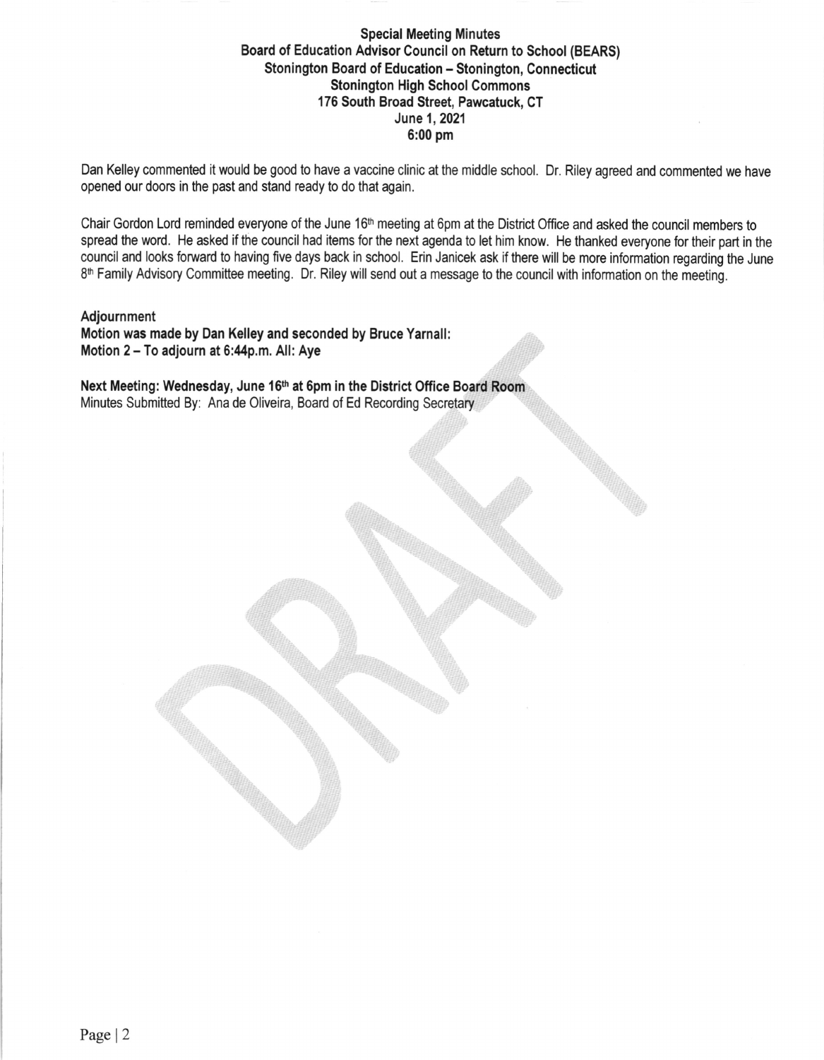**Special Meeting Minutes**
**Board of Education Advisor Council on Return to School (BEARS)**
**Stonington Board of Education – Stonington, Connecticut**
**Stonington High School Commons**
**176 South Broad Street, Pawcatuck, CT**
**June 1, 2021**
**6:00 pm**

Dan Kelley commented it would be good to have a vaccine clinic at the middle school. Dr. Riley agreed and commented we have opened our doors in the past and stand ready to do that again.

Chair Gordon Lord reminded everyone of the June 16th meeting at 6pm at the District Office and asked the council members to spread the word. He asked if the council had items for the next agenda to let him know. He thanked everyone for their part in the council and looks forward to having five days back in school. Erin Janicek ask if there will be more information regarding the June 8th Family Advisory Committee meeting. Dr. Riley will send out a message to the council with information on the meeting.

**Adjournment**
**Motion was made by Dan Kelley and seconded by Bruce Yarnall:**
**Motion 2 – To adjourn at 6:44p.m. All: Aye**

**Next Meeting: Wednesday, June 16th at 6pm in the District Office Board Room**
Minutes Submitted By: Ana de Oliveira, Board of Ed Recording Secretary

DRAFT